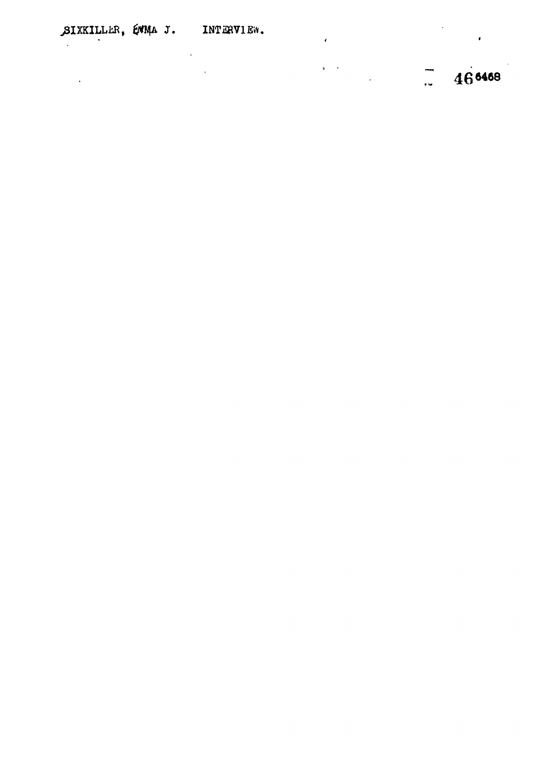SIXKILLER, EMMA J. INTERVIEW.

46 6468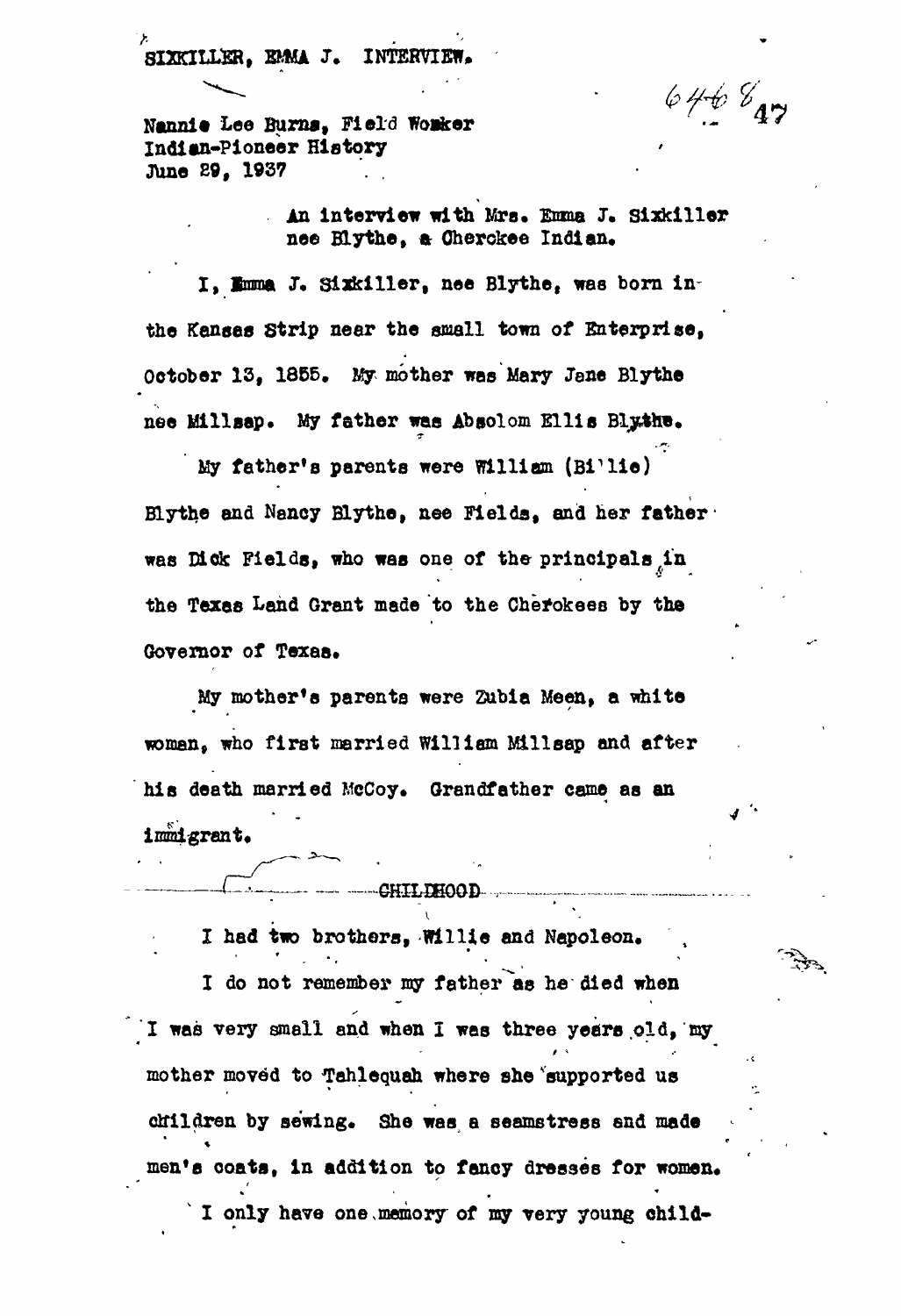SIXKILLER, EMMA J. INTERVIEW.

6468

Nannie Lee Burns, Field Worker
Indian-Pioneer History
June 29, 1937

An interview with Mrs. Emma J. Sixkiller nee Blythe, a Cherokee Indian.

I, Emma J. Sixkiller, nee Blythe, was born in the Kansas Strip near the small town of Enterprise, October 13, 1855. My mother was Mary Jane Blythe nee Millsap. My father was Absolom Ellis Blythe.

My father's parents were William (Billie) Blythe and Nancy Blythe, nee Fields, and her father was Dick Fields, who was one of the principals in the Texas Land Grant made to the Cherokees by the Governor of Texas.

My mother's parents were Zubia Meen, a white woman, who first married William Millsap and after his death married McCoy. Grandfather came as an immigrant.

## CHILDHOOD

I had two brothers, Willie and Napoleon.

I do not remember my father as he died when I was very small and when I was three years old, my mother moved to Tahlequah where she supported us children by sewing. She was a seamstress and made men's coats, in addition to fancy dresses for women.

I only have one memory of my very young child-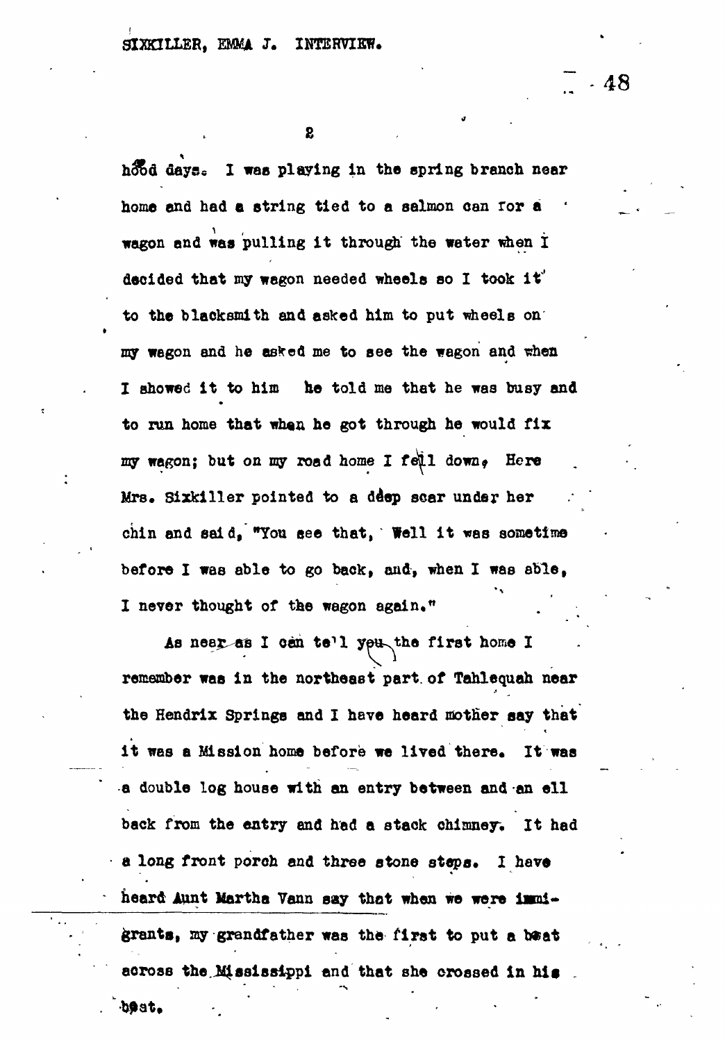hood days. I was playing in the spring branch near home and had a string tied to a salmon can for a wagon and was pulling it through the water when I decided that my wagon needed wheels so I took it to the blacksmith and asked him to put wheels on my wagon and he asked me to see the wagon and when I showed it to him he told me that he was busy and to run home that when he got through he would fix my wagon; but on my road home I fell down. Here Mrs. Sixkiller pointed to a deep scar under her chin and said, "You see that, Well it was sometime before I was able to go back, and, when I was able, I never thought of the wagon again."

As near as I can tell you the first home I remember was in the northeast part of Tahlequah near the Hendrix Springs and I have heard mother say that it was a Mission home before we lived there. It was a double log house with an entry between and an ell back from the entry and had a stack chimney. It had a long front porch and three stone steps. I have heard Aunt Martha Vann say that when we were immigrants, my grandfather was the first to put a boat across the Mississippi and that she crossed in his boat.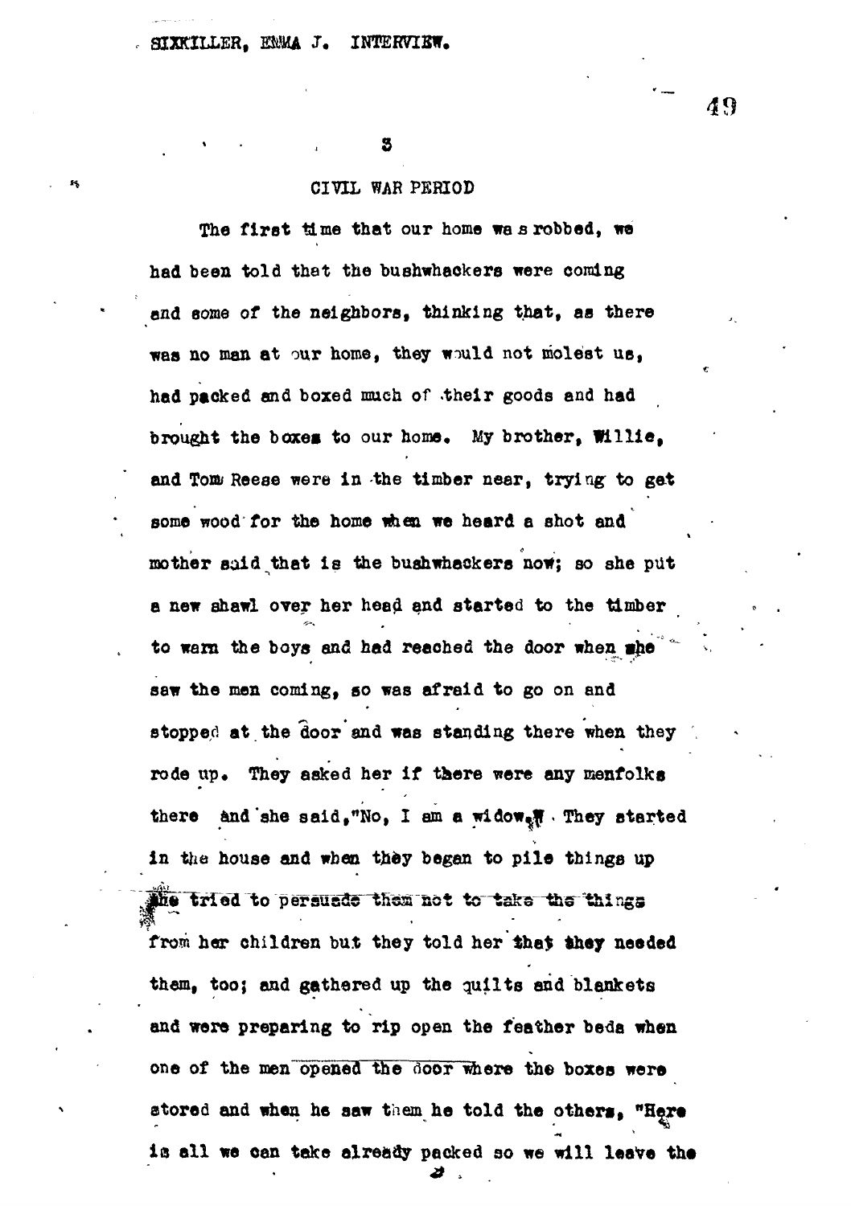## CIVIL WAR PERIOD

The first time that our home was robbed, we had been told that the bushwhackers were coming and some of the neighbors, thinking that, as there was no man at our home, they would not molest us, had packed and boxed much of their goods and had brought the boxes to our home. My brother, Willie, and Tom Reese were in the timber near, trying to get some wood for the home when we heard a shot and mother said that is the bushwhackers now; so she put a new shawl over her head and started to the timber to warn the boys and had reached the door when she saw the men coming, so was afraid to go on and stopped at the door and was standing there when they rode up. They asked her if there were any menfolks there and she said, "No, I am a widow." They started in the house and when they began to pile things up she tried to persuade them not to take the things from her children but they told her that they needed them, too; and gathered up the quilts and blankets and were preparing to rip open the feather beds when one of the men opened the door where the boxes were stored and when he saw them he told the others, "Here is all we can take already packed so we will leave the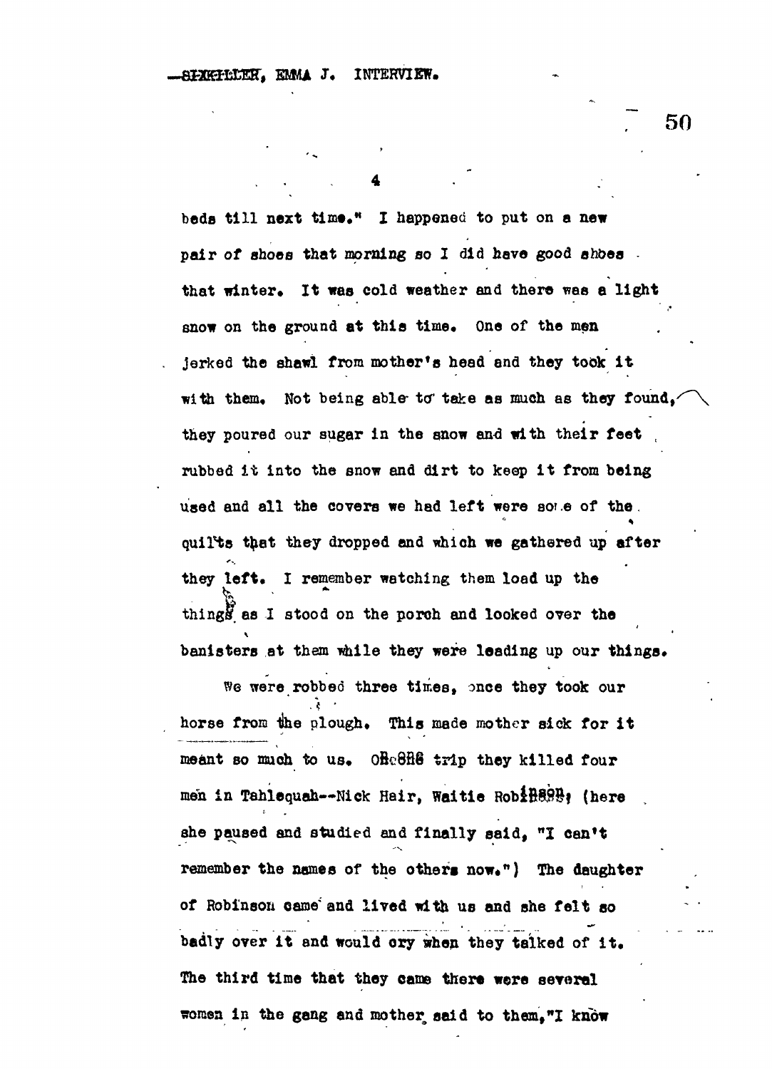beds till next time." I happened to put on a new pair of shoes that morning so I did have good shoes that winter. It was cold weather and there was a light snow on the ground at this time. One of the men jerked the shawl from mother's head and they took it with them. Not being able to take as much as they found, they poured our sugar in the snow and with their feet rubbed it into the snow and dirt to keep it from being used and all the covers we had left were some of the quilts that they dropped and which we gathered up after they left. I remember watching them load up the things as I stood on the porch and looked over the banisters at them while they were loading up our things.

We were robbed three times, once they took our horse from the plough. This made mother sick for it meant so much to us. One trip they killed four men in Tahlequah--Nick Hair, Waitie Robinson; (here she paused and studied and finally said, "I can't remember the names of the others now.") The daughter of Robinson came and lived with us and she felt so badly over it and would cry when they talked of it. The third time that they came there were several women in the gang and mother said to them,"I know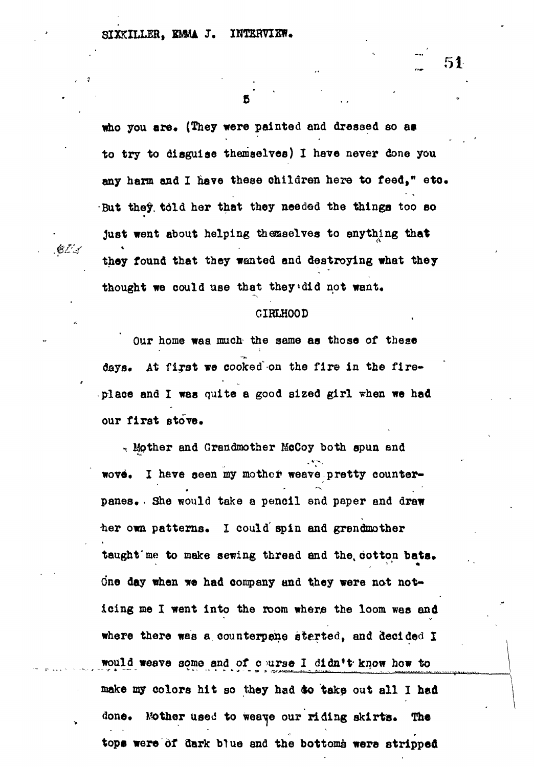who you are. (They were painted and dressed so as to try to disguise themselves) I have never done you any harm and I have these children here to feed," etc. But they told her that they needed the things too so just went about helping themselves to anything that they found that they wanted and destroying what they thought we could use that they did not want.

## GIRLHOOD

Our home was much the same as those of these days. At first we cooked on the fire in the fireplace and I was quite a good sized girl when we had our first stove.

Mother and Grandmother McCoy both spun and wove. I have seen my mother weave pretty counterpanes. She would take a pencil and paper and draw her own patterns. I could spin and grandmother taught me to make sewing thread and the cotton bats. One day when we had company and they were not noticing me I went into the room where the loom was and where there was a counterpane started, and decided I would weave some and of course I didn't know how to make my colors hit so they had to take out all I had done. Mother used to weave our riding skirts. The tops were of dark blue and the bottoms were stripped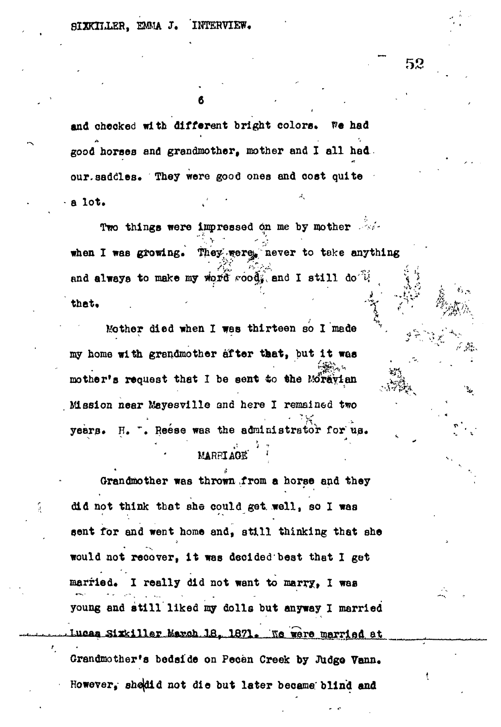and checked with different bright colors. We had good horses and grandmother, mother and I all had our saddles. They were good ones and cost quite a lot.

Two things were impressed on me by mother when I was growing. They were, never to take anything and always to make my word good, and I still do that.

Mother died when I was thirteen so I made my home with grandmother after that, but it was mother's request that I be sent to the Moravian Mission near Mayesville and here I remained two years. H. ". Reese was the administrator for us.

## MARRIAGE

Grandmother was thrown from a horse and they did not think that she could get well, so I was sent for and went home and, still thinking that she would not recover, it was decided best that I get married. I really did not want to marry, I was young and still liked my dolls but anyway I married Lucas Sixkiller March 18, 1871. We were married at Grandmother's bedside on Pecan Creek by Judge Vann. However, she did not die but later became blind and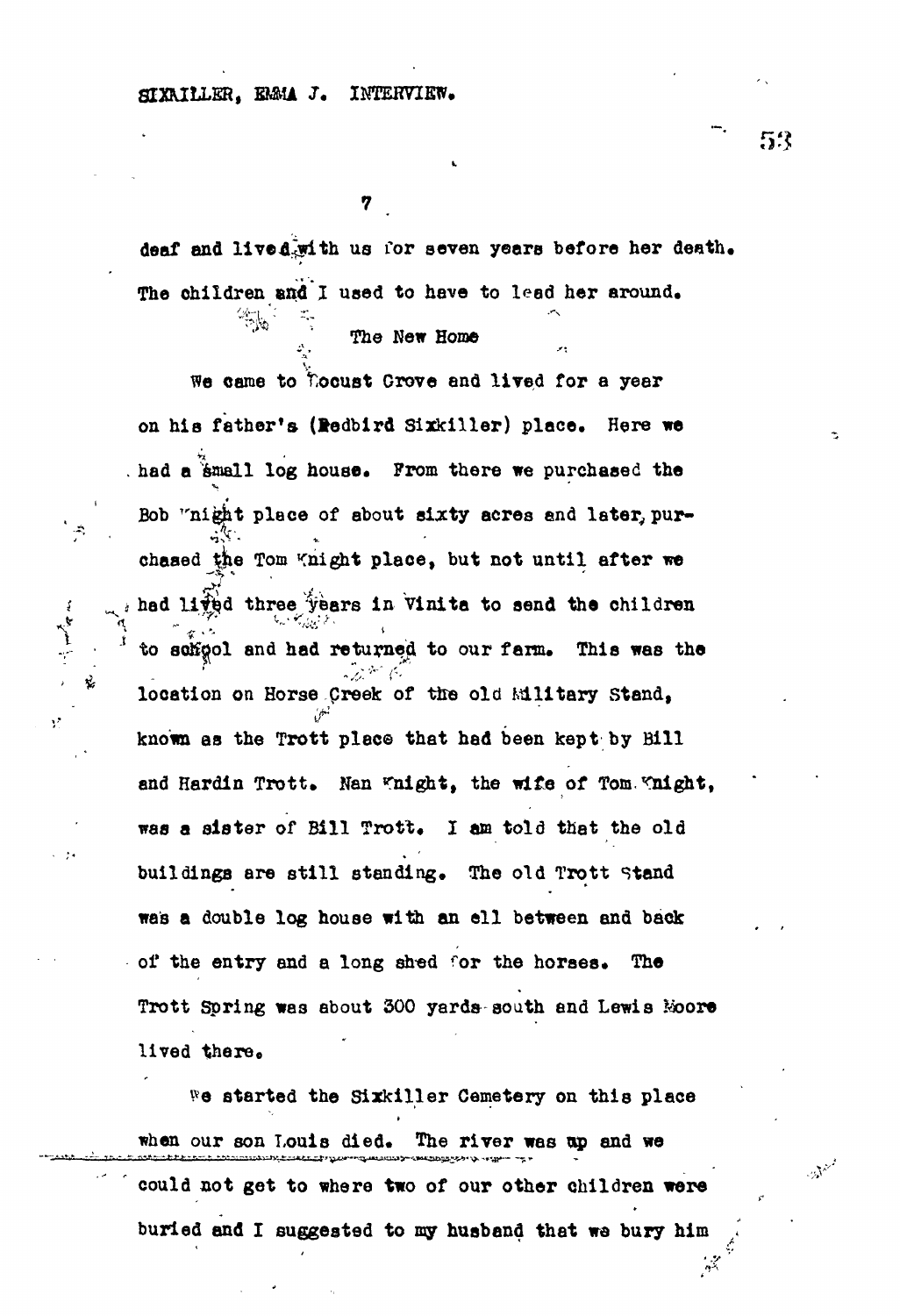deaf and lived with us for seven years before her death. The children and I used to have to lead her around.

## The New Home

We came to Locust Grove and lived for a year on his father's (Redbird Sixkiller) place. Here we had a small log house. From there we purchased the Bob Knight place of about sixty acres and later, purchased the Tom Knight place, but not until after we had lived three years in Vinita to send the children to school and had returned to our farm. This was the location on Horse Creek of the old Military Stand, known as the Trott place that had been kept by Bill and Hardin Trott. Nan Knight, the wife of Tom Knight, was a sister of Bill Trott. I am told that the old buildings are still standing. The old Trott Stand was a double log house with an ell between and back of the entry and a long shed for the horses. The Trott Spring was about 300 yards south and Lewis Moore lived there.

We started the Sixkiller Cemetery on this place when our son Louis died. The river was up and we could not get to where two of our other children were buried and I suggested to my husband that we bury him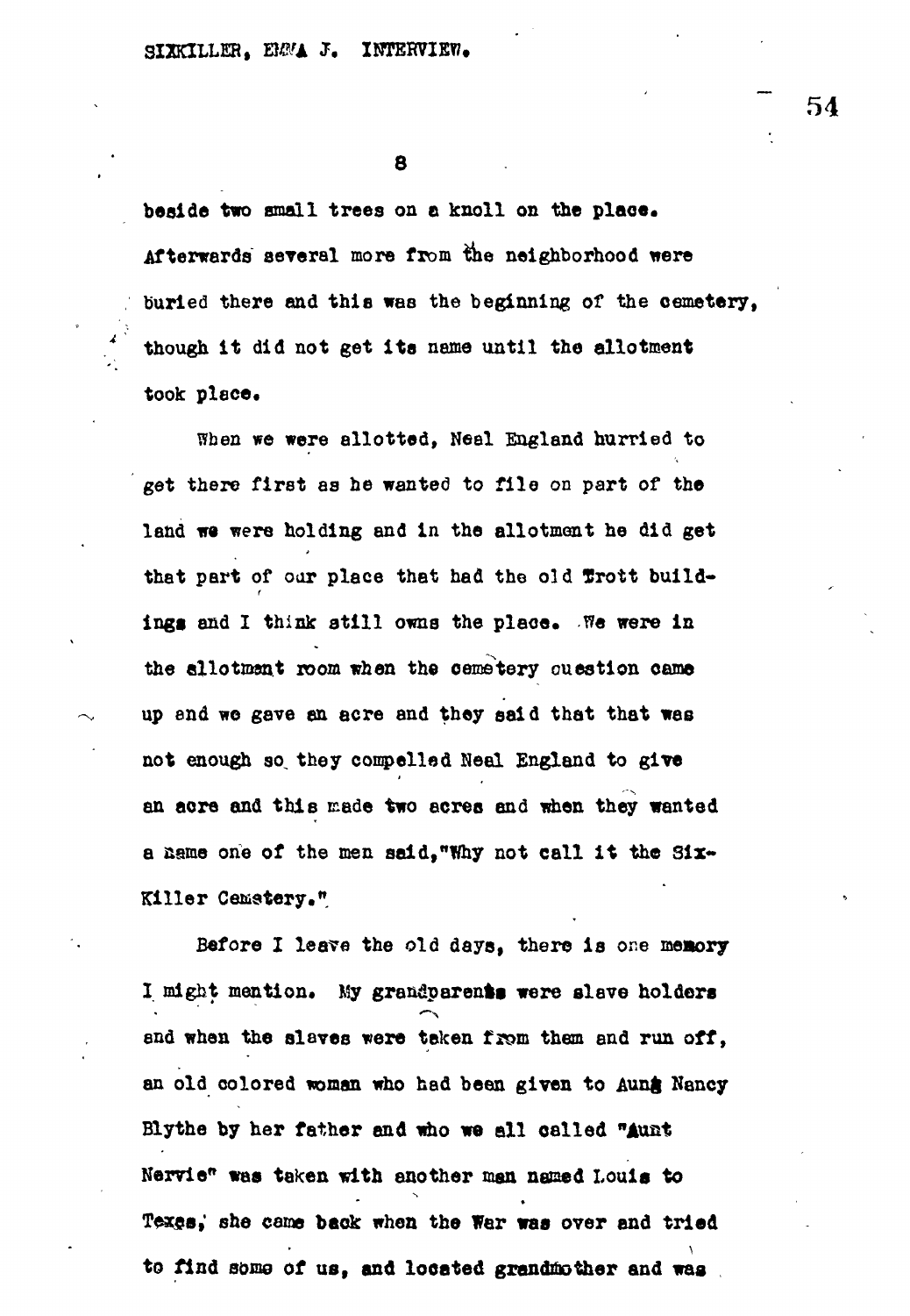beside two small trees on a knoll on the place. Afterwards several more from the neighborhood were buried there and this was the beginning of the cemetery, though it did not get its name until the allotment took place.

When we were allotted, Neal England hurried to get there first as he wanted to file on part of the land we were holding and in the allotment he did get that part of our place that had the old Trott buildings and I think still owns the place. We were in the allotment room when the cemetery question came up and we gave an acre and they said that that was not enough so they compelled Neal England to give an acre and this made two acres and when they wanted a name one of the men said,"Why not call it the Six-Killer Cemetery."

Before I leave the old days, there is one memory I might mention. My grandparents were slave holders and when the slaves were taken from them and run off, an old colored woman who had been given to Aunt Nancy Blythe by her father and who we all called "Aunt Nervie" was taken with another man named Louis to Texas, she came back when the War was over and tried to find some of us, and located grandmother and was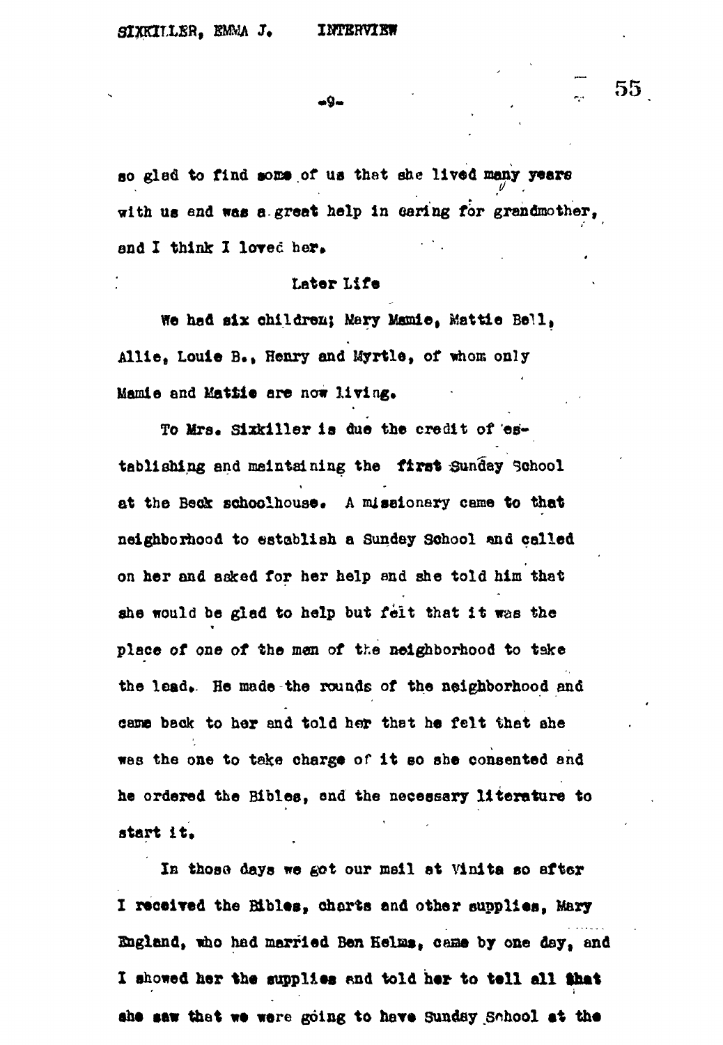so glad to find some of us that she lived many years with us and was a great help in caring for grandmother, and I think I loved her.

## Later Life

We had six children; Mary Mamie, Mattie Bell, Allie, Louie B., Henry and Myrtle, of whom only Mamie and Mattie are now living.

To Mrs. Sixkiller is due the credit of establishing and maintaining the first Sunday School at the Beck schoolhouse. A missionary came to that neighborhood to establish a Sunday School and called on her and asked for her help and she told him that she would be glad to help but felt that it was the place of one of the men of the neighborhood to take the lead. He made the rounds of the neighborhood and came back to her and told her that he felt that she was the one to take charge of it so she consented and he ordered the Bibles, and the necessary literature to start it.

In those days we got our mail at Vinita so after I received the Bibles, charts and other supplies, Mary England, who had married Ben Helms, came by one day, and I showed her the supplies and told her to tell all that she saw that we were going to have Sunday School at the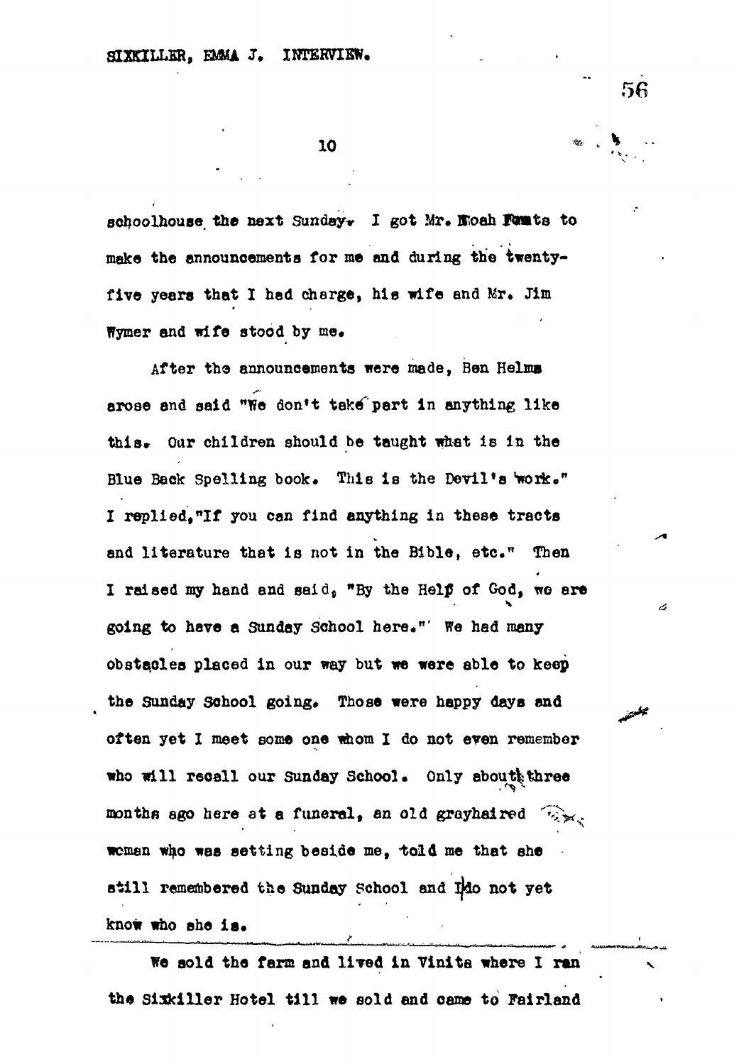schoolhouse the next Sunday. I got Mr. Noah Foats to make the announcements for me and during the twenty-five years that I had charge, his wife and Mr. Jim Wymer and wife stood by me.

After the announcements were made, Ben Helms arose and said "We don't take part in anything like this. Our children should be taught what is in the Blue Back Spelling book. This is the Devil's work." I replied, "If you can find anything in these tracts and literature that is not in the Bible, etc." Then I raised my hand and said, "By the Help of God, we are going to have a Sunday School here." We had many obstacles placed in our way but we were able to keep the Sunday School going. Those were happy days and often yet I meet some one whom I do not even remember who will recall our Sunday School. Only about three months ago here at a funeral, an old grayhaired woman who was setting beside me, told me that she still remembered the Sunday School and I do not yet know who she is.

---

We sold the farm and lived in Vinita where I ran the Sixkiller Hotel till we sold and came to Fairland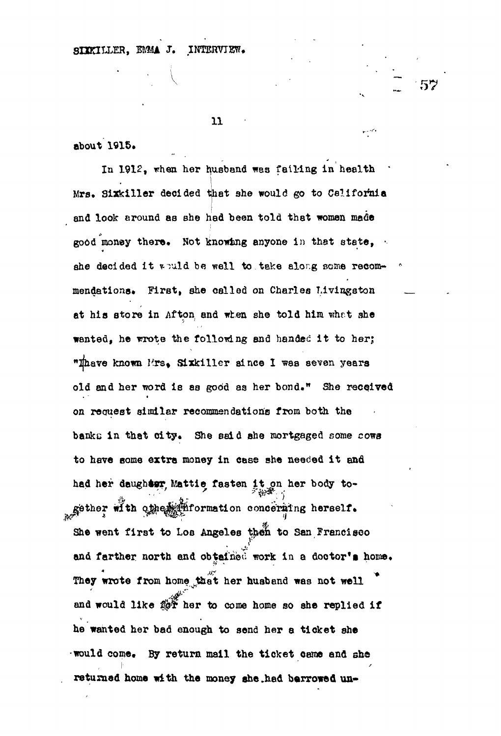about 1915.

In 1912, when her husband was failing in health Mrs. Sixkiller decided that she would go to California and look around as she had been told that women made good money there. Not knowing anyone in that state, she decided it would be well to take along some recommendations. First, she called on Charles Livingston at his store in Afton and when she told him what she wanted, he wrote the following and handed it to her; "I have known Mrs. Sixkiller since I was seven years old and her word is as good as her bond." She received on request similar recommendations from both the banks in that city. She said she mortgaged some cows to have some extra money in case she needed it and had her daughter Mattie fasten it on her body together with other information concerning herself. She went first to Los Angeles then to San Francisco and farther north and obtained work in a doctor's home. They wrote from home that her husband was not well and would like for her to come home so she replied if he wanted her bad enough to send her a ticket she would come. By return mail the ticket came and she returned home with the money she had barrowed un-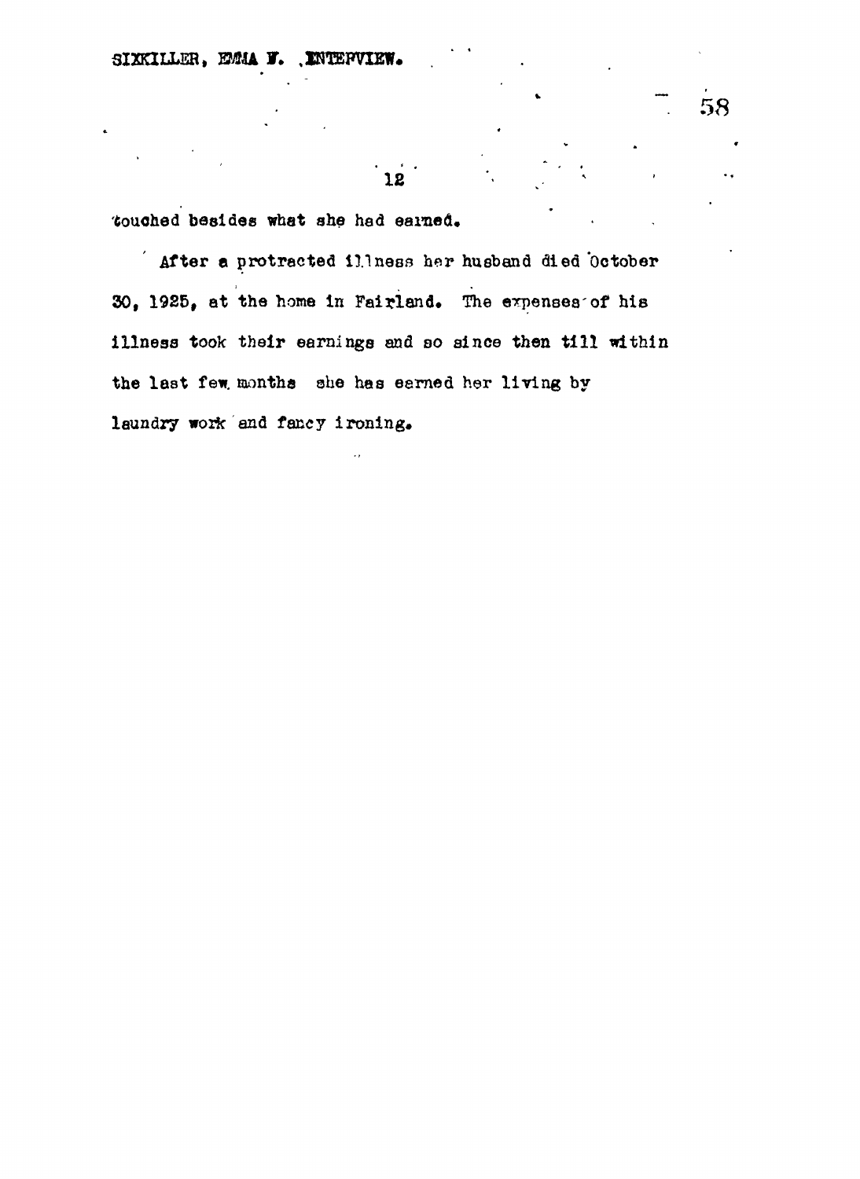touched besides what she had earned.

After a protracted illness her husband died October 30, 1925, at the home in Fairland. The expenses of his illness took their earnings and so since then till within the last few months she has earned her living by laundry work and fancy ironing.